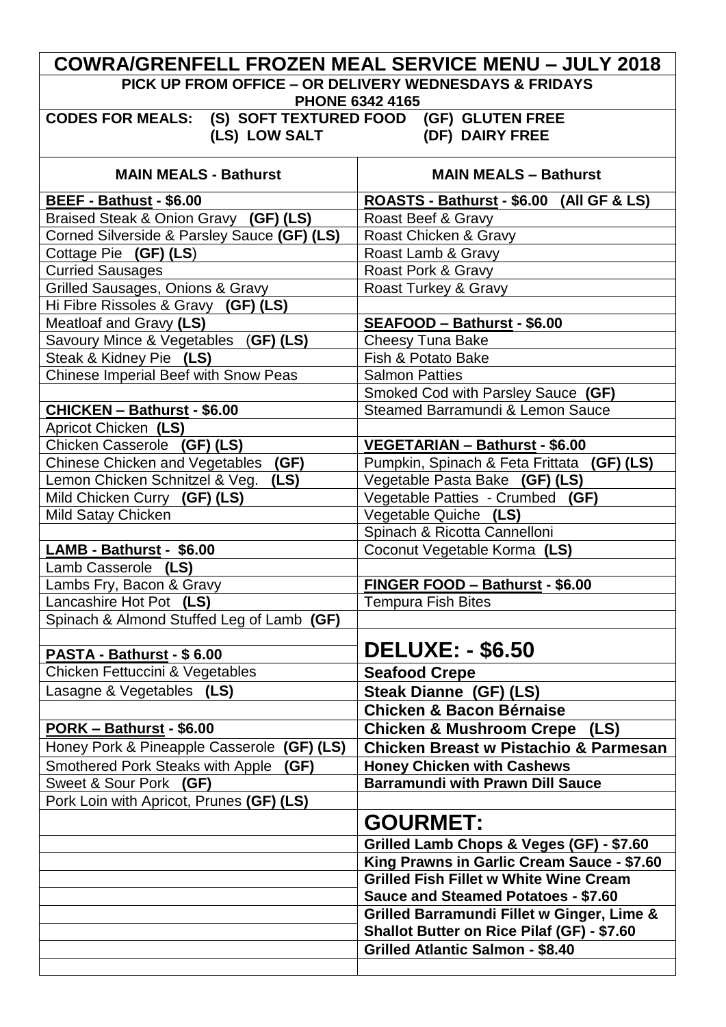# COWRA/GRENFELL FROZEN MEAL SERVICE MENU – JULY 2018

**PICK UP FROM OFFICE – OR DELIVERY WEDNESDAYS & FRIDAYS**
**PHONE 6342 4165**

**CODES FOR MEALS: (S) SOFT TEXTURED FOOD (GF) GLUTEN FREE (LS) LOW SALT (DF) DAIRY FREE**

| MAIN MEALS - Bathurst | MAIN MEALS – Bathurst |
|---|---|
| **BEEF - Bathust - $6.00** | **ROASTS - Bathurst - $6.00 (All GF & LS)** |
| Braised Steak & Onion Gravy **(GF) (LS)** | Roast Beef & Gravy |
| Corned Silverside & Parsley Sauce **(GF) (LS)** | Roast Chicken & Gravy |
| Cottage Pie **(GF) (LS)** | Roast Lamb & Gravy |
| Curried Sausages | Roast Pork & Gravy |
| Grilled Sausages, Onions & Gravy | Roast Turkey & Gravy |
| Hi Fibre Rissoles & Gravy **(GF) (LS)** | |
| Meatloaf and Gravy **(LS)** | **SEAFOOD – Bathurst - $6.00** |
| Savoury Mince & Vegetables **(GF) (LS)** | Cheesy Tuna Bake |
| Steak & Kidney Pie **(LS)** | Fish & Potato Bake |
| Chinese Imperial Beef with Snow Peas | Salmon Patties |
| | Smoked Cod with Parsley Sauce **(GF)** |
| **CHICKEN – Bathurst - $6.00** | Steamed Barramundi & Lemon Sauce |
| Apricot Chicken **(LS)** | |
| Chicken Casserole **(GF) (LS)** | **VEGETARIAN – Bathurst - $6.00** |
| Chinese Chicken and Vegetables **(GF)** | Pumpkin, Spinach & Feta Frittata **(GF) (LS)** |
| Lemon Chicken Schnitzel & Veg. **(LS)** | Vegetable Pasta Bake **(GF) (LS)** |
| Mild Chicken Curry **(GF) (LS)** | Vegetable Patties - Crumbed **(GF)** |
| Mild Satay Chicken | Vegetable Quiche **(LS)** |
| | Spinach & Ricotta Cannelloni |
| **LAMB - Bathurst - $6.00** | Coconut Vegetable Korma **(LS)** |
| Lamb Casserole **(LS)** | |
| Lambs Fry, Bacon & Gravy | **FINGER FOOD – Bathurst - $6.00** |
| Lancashire Hot Pot **(LS)** | Tempura Fish Bites |
| Spinach & Almond Stuffed Leg of Lamb **(GF)** | |
| **PASTA - Bathurst - $ 6.00** | **DELUXE: - $6.50** |
| Chicken Fettuccini & Vegetables | **Seafood Crepe** |
| Lasagne & Vegetables **(LS)** | **Steak Dianne (GF) (LS)** |
| | **Chicken & Bacon Bérnaise** |
| **PORK – Bathurst - $6.00** | **Chicken & Mushroom Crepe (LS)** |
| Honey Pork & Pineapple Casserole **(GF) (LS)** | **Chicken Breast w Pistachio & Parmesan** |
| Smothered Pork Steaks with Apple **(GF)** | **Honey Chicken with Cashews** |
| Sweet & Sour Pork **(GF)** | **Barramundi with Prawn Dill Sauce** |
| Pork Loin with Apricot, Prunes **(GF) (LS)** | |
| | **GOURMET:** |
| | **Grilled Lamb Chops & Veges (GF) - $7.60** |
| | **King Prawns in Garlic Cream Sauce - $7.60** |
| | **Grilled Fish Fillet w White Wine Cream Sauce and Steamed Potatoes - $7.60** |
| | **Grilled Barramundi Fillet w Ginger, Lime & Shallot Butter on Rice Pilaf (GF) - $7.60** |
| | **Grilled Atlantic Salmon - $8.40** |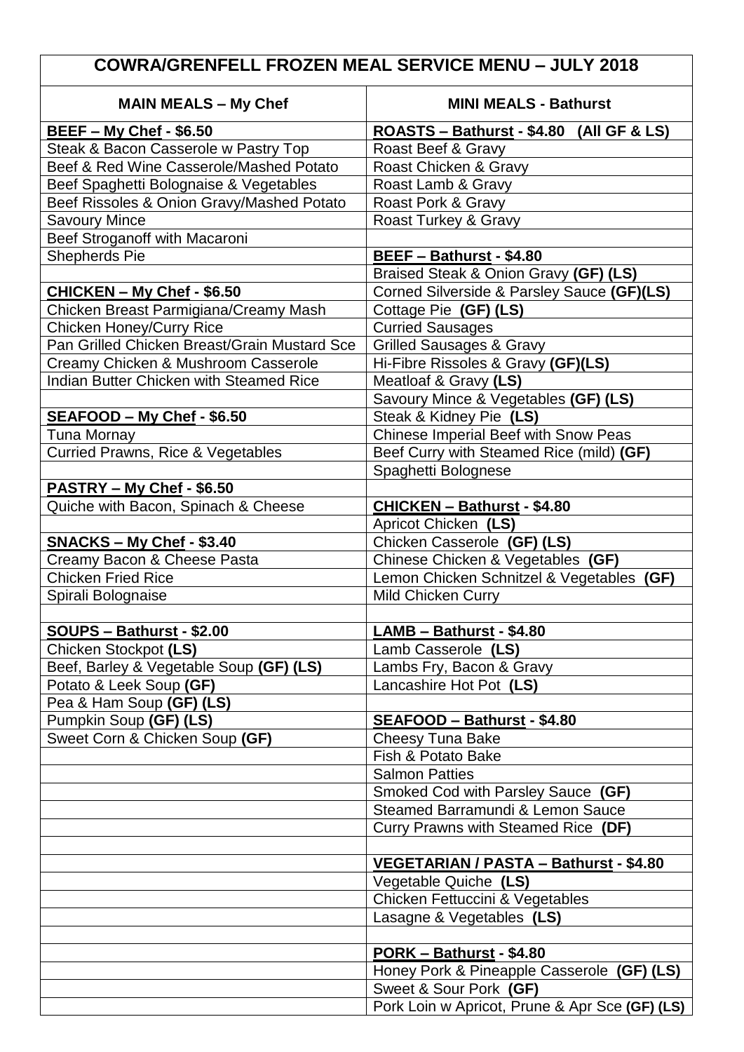# COWRA/GRENFELL FROZEN MEAL SERVICE MENU – JULY 2018

| MAIN MEALS – My Chef | MINI MEALS - Bathurst |
|---|---|
| **BEEF – My Chef - $6.50** | **ROASTS – Bathurst - $4.80 (All GF & LS)** |
| Steak & Bacon Casserole w Pastry Top | Roast Beef & Gravy |
| Beef & Red Wine Casserole/Mashed Potato | Roast Chicken & Gravy |
| Beef Spaghetti Bolognaise & Vegetables | Roast Lamb & Gravy |
| Beef Rissoles & Onion Gravy/Mashed Potato | Roast Pork & Gravy |
| Savoury Mince | Roast Turkey & Gravy |
| Beef Stroganoff with Macaroni | |
| Shepherds Pie | **BEEF – Bathurst - $4.80** |
| | Braised Steak & Onion Gravy **(GF) (LS)** |
| **CHICKEN – My Chef - $6.50** | Corned Silverside & Parsley Sauce **(GF)(LS)** |
| Chicken Breast Parmigiana/Creamy Mash | Cottage Pie **(GF) (LS)** |
| Chicken Honey/Curry Rice | Curried Sausages |
| Pan Grilled Chicken Breast/Grain Mustard Sce | Grilled Sausages & Gravy |
| Creamy Chicken & Mushroom Casserole | Hi-Fibre Rissoles & Gravy **(GF)(LS)** |
| Indian Butter Chicken with Steamed Rice | Meatloaf & Gravy **(LS)** |
| | Savoury Mince & Vegetables **(GF) (LS)** |
| **SEAFOOD – My Chef - $6.50** | Steak & Kidney Pie **(LS)** |
| Tuna Mornay | Chinese Imperial Beef with Snow Peas |
| Curried Prawns, Rice & Vegetables | Beef Curry with Steamed Rice (mild) **(GF)** |
| | Spaghetti Bolognese |
| **PASTRY – My Chef - $6.50** | |
| Quiche with Bacon, Spinach & Cheese | **CHICKEN – Bathurst - $4.80** |
| | Apricot Chicken **(LS)** |
| **SNACKS – My Chef - $3.40** | Chicken Casserole **(GF) (LS)** |
| Creamy Bacon & Cheese Pasta | Chinese Chicken & Vegetables **(GF)** |
| Chicken Fried Rice | Lemon Chicken Schnitzel & Vegetables **(GF)** |
| Spirali Bolognaise | Mild Chicken Curry |
| | |
| **SOUPS – Bathurst - $2.00** | **LAMB – Bathurst - $4.80** |
| Chicken Stockpot **(LS)** | Lamb Casserole **(LS)** |
| Beef, Barley & Vegetable Soup **(GF) (LS)** | Lambs Fry, Bacon & Gravy |
| Potato & Leek Soup **(GF)** | Lancashire Hot Pot **(LS)** |
| Pea & Ham Soup **(GF) (LS)** | |
| Pumpkin Soup **(GF) (LS)** | **SEAFOOD – Bathurst - $4.80** |
| Sweet Corn & Chicken Soup **(GF)** | Cheesy Tuna Bake |
| | Fish & Potato Bake |
| | Salmon Patties |
| | Smoked Cod with Parsley Sauce **(GF)** |
| | Steamed Barramundi & Lemon Sauce |
| | Curry Prawns with Steamed Rice **(DF)** |
| | |
| | **VEGETARIAN / PASTA – Bathurst - $4.80** |
| | Vegetable Quiche **(LS)** |
| | Chicken Fettuccini & Vegetables |
| | Lasagne & Vegetables **(LS)** |
| | |
| | **PORK – Bathurst - $4.80** |
| | Honey Pork & Pineapple Casserole **(GF) (LS)** |
| | Sweet & Sour Pork **(GF)** |
| | Pork Loin w Apricot, Prune & Apr Sce **(GF) (LS)** |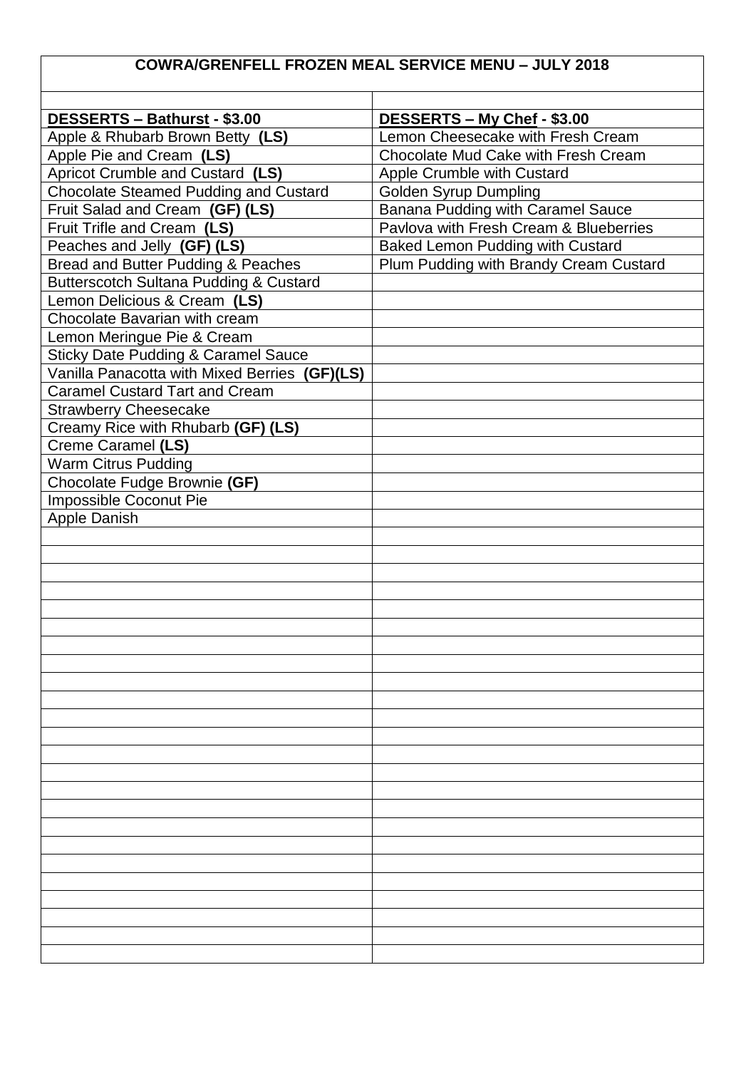# COWRA/GRENFELL FROZEN MEAL SERVICE MENU – JULY 2018

| **DESSERTS – Bathurst - $3.00** | **DESSERTS – My Chef - $3.00** |
| --- | --- |
| Apple & Rhubarb Brown Betty **(LS)** | Lemon Cheesecake with Fresh Cream |
| Apple Pie and Cream **(LS)** | Chocolate Mud Cake with Fresh Cream |
| Apricot Crumble and Custard **(LS)** | Apple Crumble with Custard |
| Chocolate Steamed Pudding and Custard | Golden Syrup Dumpling |
| Fruit Salad and Cream **(GF) (LS)** | Banana Pudding with Caramel Sauce |
| Fruit Trifle and Cream **(LS)** | Pavlova with Fresh Cream & Blueberries |
| Peaches and Jelly **(GF) (LS)** | Baked Lemon Pudding with Custard |
| Bread and Butter Pudding & Peaches | Plum Pudding with Brandy Cream Custard |
| Butterscotch Sultana Pudding & Custard | |
| Lemon Delicious & Cream **(LS)** | |
| Chocolate Bavarian with cream | |
| Lemon Meringue Pie & Cream | |
| Sticky Date Pudding & Caramel Sauce | |
| Vanilla Panacotta with Mixed Berries **(GF)(LS)** | |
| Caramel Custard Tart and Cream | |
| Strawberry Cheesecake | |
| Creamy Rice with Rhubarb **(GF) (LS)** | |
| Creme Caramel **(LS)** | |
| Warm Citrus Pudding | |
| Chocolate Fudge Brownie **(GF)** | |
| Impossible Coconut Pie | |
| Apple Danish | |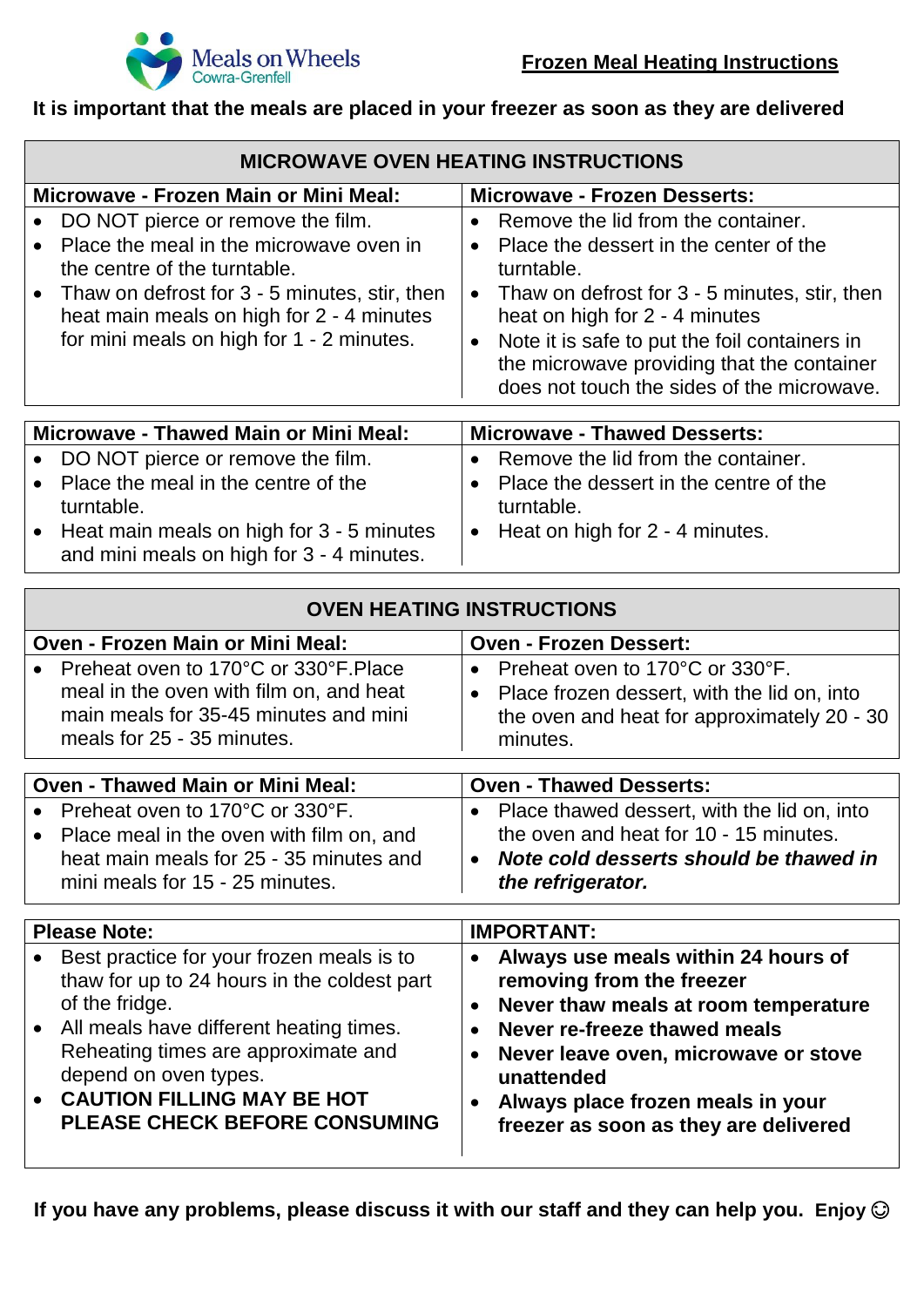Meals on Wheels Cowra-Grenfell

# Frozen Meal Heating Instructions

**It is important that the meals are placed in your freezer as soon as they are delivered**

## MICROWAVE OVEN HEATING INSTRUCTIONS

| Microwave - Frozen Main or Mini Meal: | Microwave - Frozen Desserts: |
|---|---|
| • DO NOT pierce or remove the film.<br>• Place the meal in the microwave oven in the centre of the turntable.<br>• Thaw on defrost for 3 - 5 minutes, stir, then heat main meals on high for 2 - 4 minutes for mini meals on high for 1 - 2 minutes. | • Remove the lid from the container.<br>• Place the dessert in the center of the turntable.<br>• Thaw on defrost for 3 - 5 minutes, stir, then heat on high for 2 - 4 minutes<br>• Note it is safe to put the foil containers in the microwave providing that the container does not touch the sides of the microwave. |

| Microwave - Thawed Main or Mini Meal: | Microwave - Thawed Desserts: |
|---|---|
| • DO NOT pierce or remove the film.<br>• Place the meal in the centre of the turntable.<br>• Heat main meals on high for 3 - 5 minutes and mini meals on high for 3 - 4 minutes. | • Remove the lid from the container.<br>• Place the dessert in the centre of the turntable.<br>• Heat on high for 2 - 4 minutes. |

## OVEN HEATING INSTRUCTIONS

| Oven - Frozen Main or Mini Meal: | Oven - Frozen Dessert: |
|---|---|
| • Preheat oven to 170°C or 330°F.Place meal in the oven with film on, and heat main meals for 35-45 minutes and mini meals for 25 - 35 minutes. | • Preheat oven to 170°C or 330°F.<br>• Place frozen dessert, with the lid on, into the oven and heat for approximately 20 - 30 minutes. |

| Oven - Thawed Main or Mini Meal: | Oven - Thawed Desserts: |
|---|---|
| • Preheat oven to 170°C or 330°F.<br>• Place meal in the oven with film on, and heat main meals for 25 - 35 minutes and mini meals for 15 - 25 minutes. | • Place thawed dessert, with the lid on, into the oven and heat for 10 - 15 minutes.<br>• ***Note cold desserts should be thawed in the refrigerator.*** |

| Please Note: | IMPORTANT: |
|---|---|
| • Best practice for your frozen meals is to thaw for up to 24 hours in the coldest part of the fridge.<br>• All meals have different heating times. Reheating times are approximate and depend on oven types.<br>• **CAUTION FILLING MAY BE HOT PLEASE CHECK BEFORE CONSUMING** | • **Always use meals within 24 hours of removing from the freezer**<br>• **Never thaw meals at room temperature**<br>• **Never re-freeze thawed meals**<br>• **Never leave oven, microwave or stove unattended**<br>• **Always place frozen meals in your freezer as soon as they are delivered** |

**If you have any problems, please discuss it with our staff and they can help you. Enjoy ☺**